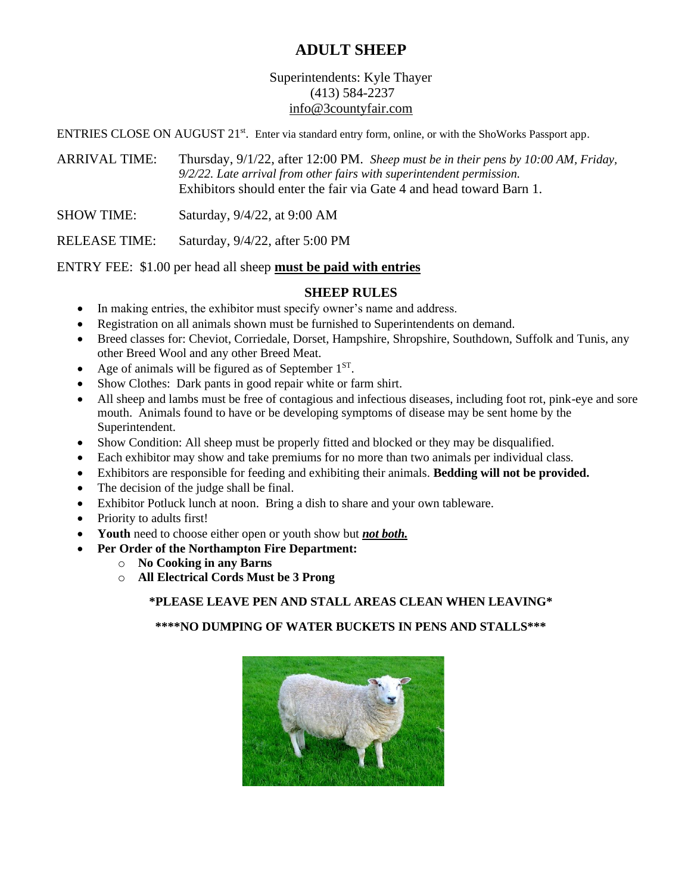# ADULT SHEEP

Superintendents: Kyle Thayer
(413) 584-2237
info@3countyfair.com

ENTRIES CLOSE ON AUGUST 21st. Enter via standard entry form, online, or with the ShoWorks Passport app.

ARRIVAL TIME: Thursday, 9/1/22, after 12:00 PM. *Sheep must be in their pens by 10:00 AM, Friday, 9/2/22. Late arrival from other fairs with superintendent permission.* Exhibitors should enter the fair via Gate 4 and head toward Barn 1.

SHOW TIME: Saturday, 9/4/22, at 9:00 AM

RELEASE TIME: Saturday, 9/4/22, after 5:00 PM

ENTRY FEE: $1.00 per head all sheep **must be paid with entries**

## SHEEP RULES

- In making entries, the exhibitor must specify owner's name and address.
- Registration on all animals shown must be furnished to Superintendents on demand.
- Breed classes for: Cheviot, Corriedale, Dorset, Hampshire, Shropshire, Southdown, Suffolk and Tunis, any other Breed Wool and any other Breed Meat.
- Age of animals will be figured as of September 1ST.
- Show Clothes: Dark pants in good repair white or farm shirt.
- All sheep and lambs must be free of contagious and infectious diseases, including foot rot, pink-eye and sore mouth. Animals found to have or be developing symptoms of disease may be sent home by the Superintendent.
- Show Condition: All sheep must be properly fitted and blocked or they may be disqualified.
- Each exhibitor may show and take premiums for no more than two animals per individual class.
- Exhibitors are responsible for feeding and exhibiting their animals. **Bedding will not be provided.**
- The decision of the judge shall be final.
- Exhibitor Potluck lunch at noon. Bring a dish to share and your own tableware.
- Priority to adults first!
- **Youth** need to choose either open or youth show but ***not both.***
- **Per Order of the Northampton Fire Department:**
  - **No Cooking in any Barns**
  - **All Electrical Cords Must be 3 Prong**

**\*PLEASE LEAVE PEN AND STALL AREAS CLEAN WHEN LEAVING\***

**\*\*\*\*NO DUMPING OF WATER BUCKETS IN PENS AND STALLS\*\*\***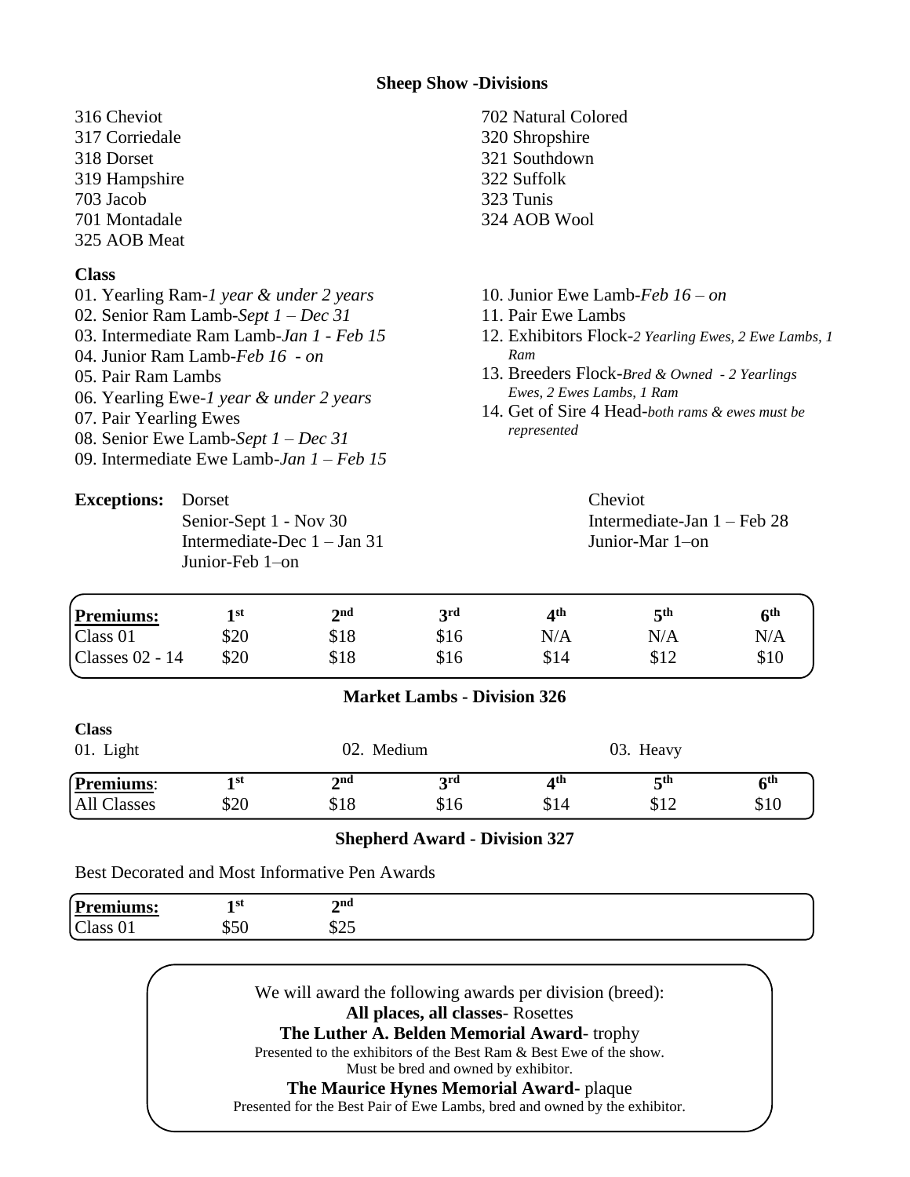## Sheep Show -Divisions

316 Cheviot
317 Corriedale
318 Dorset
319 Hampshire
703 Jacob
701 Montadale
325 AOB Meat
702 Natural Colored
320 Shropshire
321 Southdown
322 Suffolk
323 Tunis
324 AOB Wool

**Class**

01. Yearling Ram-*1 year & under 2 years*
02. Senior Ram Lamb-*Sept 1 – Dec 31*
03. Intermediate Ram Lamb-*Jan 1 - Feb 15*
04. Junior Ram Lamb-*Feb 16 - on*
05. Pair Ram Lambs
06. Yearling Ewe-*1 year & under 2 years*
07. Pair Yearling Ewes
08. Senior Ewe Lamb-*Sept 1 – Dec 31*
09. Intermediate Ewe Lamb-*Jan 1 – Feb 15*
10. Junior Ewe Lamb-*Feb 16 – on*
11. Pair Ewe Lambs
12. Exhibitors Flock-*2 Yearling Ewes, 2 Ewe Lambs, 1 Ram*
13. Breeders Flock-*Bred & Owned - 2 Yearlings Ewes, 2 Ewes Lambs, 1 Ram*
14. Get of Sire 4 Head-*both rams & ewes must be represented*

**Exceptions:** Dorset
Senior-Sept 1 - Nov 30
Intermediate-Dec 1 – Jan 31
Junior-Feb 1–on

Cheviot
Intermediate-Jan 1 – Feb 28
Junior-Mar 1–on

| **Premiums:** | 1st | 2nd | 3rd | 4th | 5th | 6th |
|---|---|---|---|---|---|---|
| Class 01 | $20 | $18 | $16 | N/A | N/A | N/A |
| Classes 02 - 14 | $20 | $18 | $16 | $14 | $12 | $10 |

## Market Lambs - Division 326

**Class**

01. Light
02. Medium
03. Heavy

| **Premiums**: | 1st | 2nd | 3rd | 4th | 5th | 6th |
|---|---|---|---|---|---|---|
| All Classes | $20 | $18 | $16 | $14 | $12 | $10 |

## Shepherd Award - Division 327

Best Decorated and Most Informative Pen Awards

| **Premiums:** | 1st | 2nd |
|---|---|---|
| Class 01 | $50 | $25 |

We will award the following awards per division (breed):

**All places, all classes**- Rosettes

**The Luther A. Belden Memorial Award**- trophy
Presented to the exhibitors of the Best Ram & Best Ewe of the show.
Must be bred and owned by exhibitor.

**The Maurice Hynes Memorial Award**- plaque
Presented for the Best Pair of Ewe Lambs, bred and owned by the exhibitor.